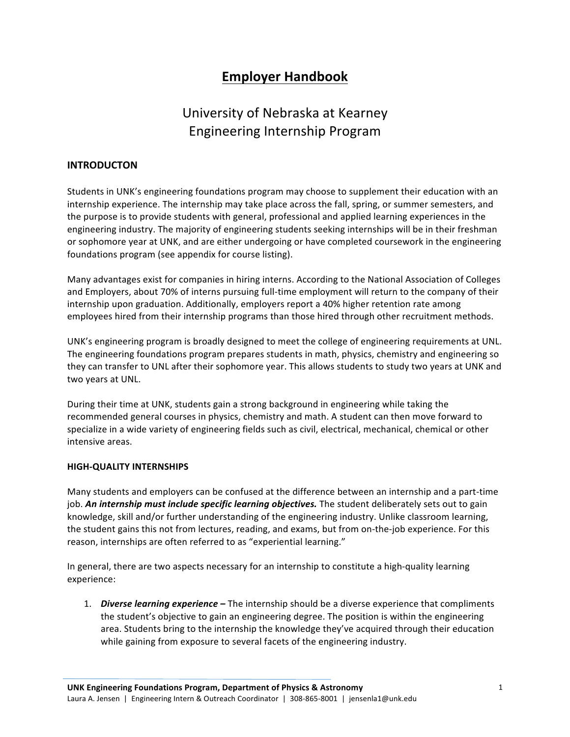# Employer Handbook

## University of Nebraska at Kearney
## Engineering Internship Program

### INTRODUCTON

Students in UNK's engineering foundations program may choose to supplement their education with an internship experience. The internship may take place across the fall, spring, or summer semesters, and the purpose is to provide students with general, professional and applied learning experiences in the engineering industry. The majority of engineering students seeking internships will be in their freshman or sophomore year at UNK, and are either undergoing or have completed coursework in the engineering foundations program (see appendix for course listing).

Many advantages exist for companies in hiring interns. According to the National Association of Colleges and Employers, about 70% of interns pursuing full-time employment will return to the company of their internship upon graduation. Additionally, employers report a 40% higher retention rate among employees hired from their internship programs than those hired through other recruitment methods.

UNK's engineering program is broadly designed to meet the college of engineering requirements at UNL. The engineering foundations program prepares students in math, physics, chemistry and engineering so they can transfer to UNL after their sophomore year. This allows students to study two years at UNK and two years at UNL.

During their time at UNK, students gain a strong background in engineering while taking the recommended general courses in physics, chemistry and math. A student can then move forward to specialize in a wide variety of engineering fields such as civil, electrical, mechanical, chemical or other intensive areas.

### HIGH-QUALITY INTERNSHIPS

Many students and employers can be confused at the difference between an internship and a part-time job. ***An internship must include specific learning objectives.*** The student deliberately sets out to gain knowledge, skill and/or further understanding of the engineering industry. Unlike classroom learning, the student gains this not from lectures, reading, and exams, but from on-the-job experience. For this reason, internships are often referred to as "experiential learning."

In general, there are two aspects necessary for an internship to constitute a high-quality learning experience:

1. ***Diverse learning experience –*** The internship should be a diverse experience that compliments the student's objective to gain an engineering degree. The position is within the engineering area. Students bring to the internship the knowledge they've acquired through their education while gaining from exposure to several facets of the engineering industry.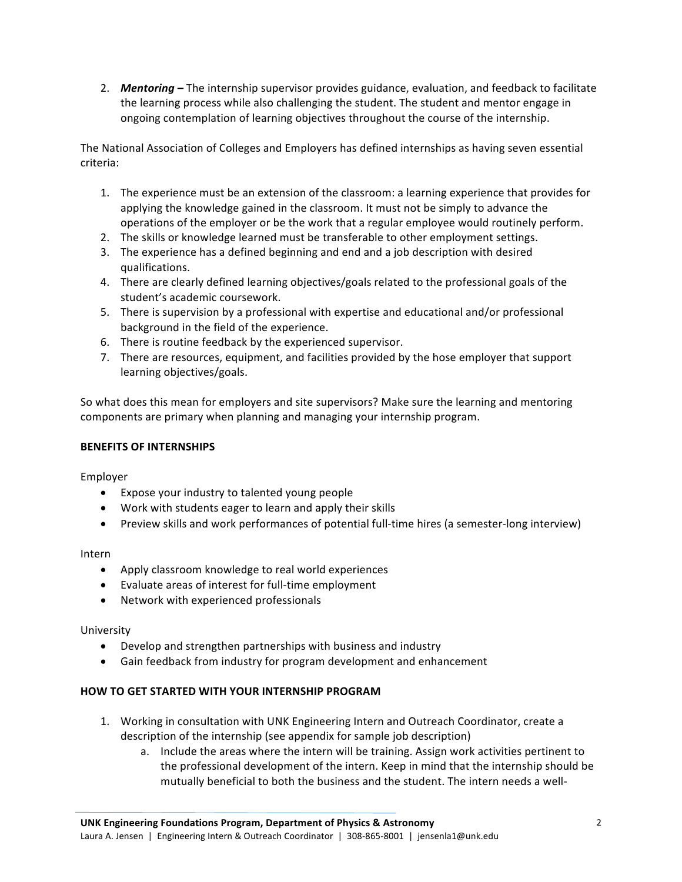2. ***Mentoring –*** The internship supervisor provides guidance, evaluation, and feedback to facilitate the learning process while also challenging the student. The student and mentor engage in ongoing contemplation of learning objectives throughout the course of the internship.

The National Association of Colleges and Employers has defined internships as having seven essential criteria:

1. The experience must be an extension of the classroom: a learning experience that provides for applying the knowledge gained in the classroom. It must not be simply to advance the operations of the employer or be the work that a regular employee would routinely perform.
2. The skills or knowledge learned must be transferable to other employment settings.
3. The experience has a defined beginning and end and a job description with desired qualifications.
4. There are clearly defined learning objectives/goals related to the professional goals of the student's academic coursework.
5. There is supervision by a professional with expertise and educational and/or professional background in the field of the experience.
6. There is routine feedback by the experienced supervisor.
7. There are resources, equipment, and facilities provided by the hose employer that support learning objectives/goals.

So what does this mean for employers and site supervisors? Make sure the learning and mentoring components are primary when planning and managing your internship program.

**BENEFITS OF INTERNSHIPS**

Employer

- Expose your industry to talented young people
- Work with students eager to learn and apply their skills
- Preview skills and work performances of potential full-time hires (a semester-long interview)

Intern

- Apply classroom knowledge to real world experiences
- Evaluate areas of interest for full-time employment
- Network with experienced professionals

University

- Develop and strengthen partnerships with business and industry
- Gain feedback from industry for program development and enhancement

**HOW TO GET STARTED WITH YOUR INTERNSHIP PROGRAM**

1. Working in consultation with UNK Engineering Intern and Outreach Coordinator, create a description of the internship (see appendix for sample job description)
   a. Include the areas where the intern will be training. Assign work activities pertinent to the professional development of the intern. Keep in mind that the internship should be mutually beneficial to both the business and the student. The intern needs a well-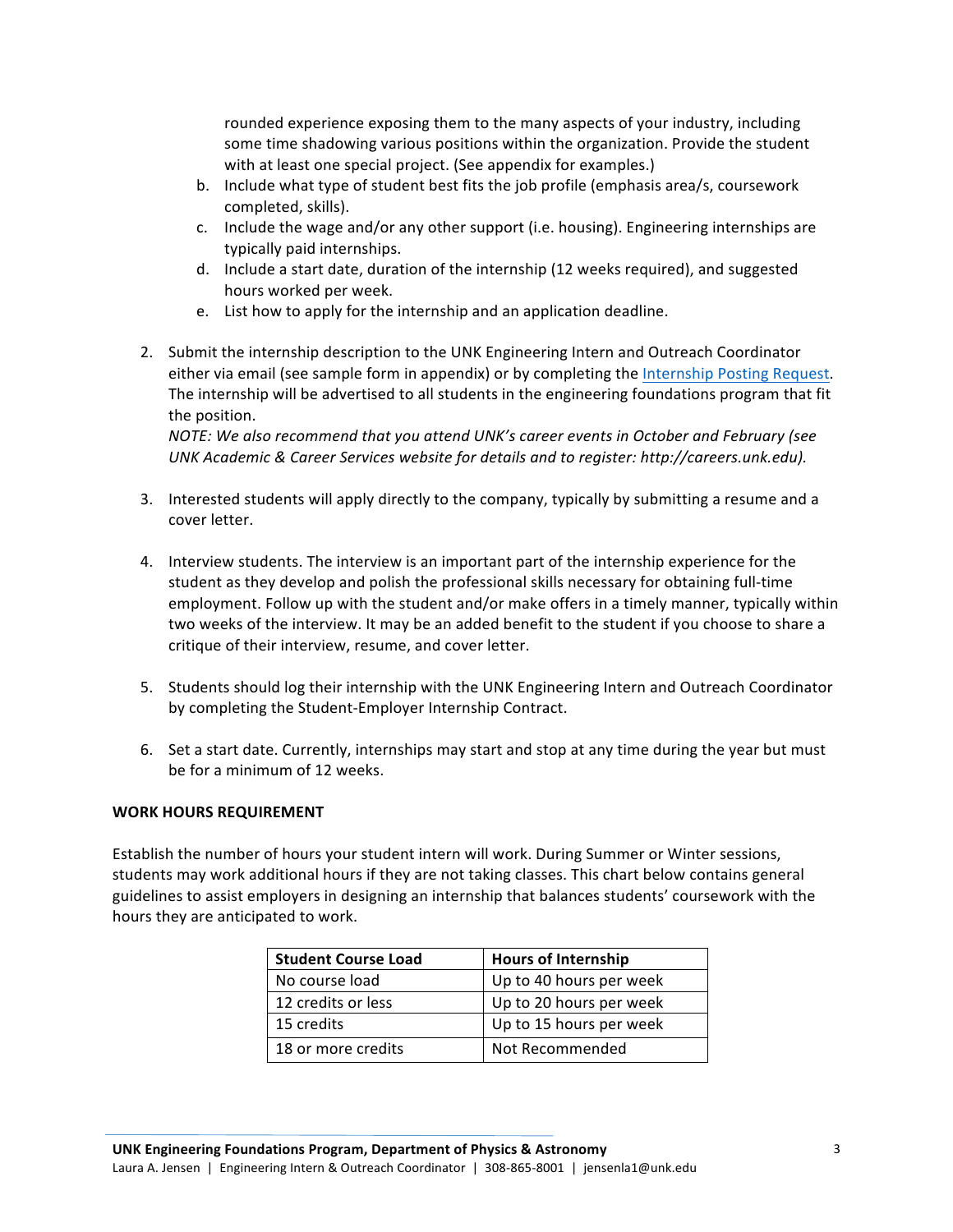rounded experience exposing them to the many aspects of your industry, including some time shadowing various positions within the organization. Provide the student with at least one special project. (See appendix for examples.)

   b. Include what type of student best fits the job profile (emphasis area/s, coursework completed, skills).
   c. Include the wage and/or any other support (i.e. housing). Engineering internships are typically paid internships.
   d. Include a start date, duration of the internship (12 weeks required), and suggested hours worked per week.
   e. List how to apply for the internship and an application deadline.

2. Submit the internship description to the UNK Engineering Intern and Outreach Coordinator either via email (see sample form in appendix) or by completing the Internship Posting Request. The internship will be advertised to all students in the engineering foundations program that fit the position.
   *NOTE: We also recommend that you attend UNK's career events in October and February (see UNK Academic & Career Services website for details and to register: http://careers.unk.edu).*

3. Interested students will apply directly to the company, typically by submitting a resume and a cover letter.

4. Interview students. The interview is an important part of the internship experience for the student as they develop and polish the professional skills necessary for obtaining full-time employment. Follow up with the student and/or make offers in a timely manner, typically within two weeks of the interview. It may be an added benefit to the student if you choose to share a critique of their interview, resume, and cover letter.

5. Students should log their internship with the UNK Engineering Intern and Outreach Coordinator by completing the Student-Employer Internship Contract.

6. Set a start date. Currently, internships may start and stop at any time during the year but must be for a minimum of 12 weeks.

**WORK HOURS REQUIREMENT**

Establish the number of hours your student intern will work. During Summer or Winter sessions, students may work additional hours if they are not taking classes. This chart below contains general guidelines to assist employers in designing an internship that balances students' coursework with the hours they are anticipated to work.

| Student Course Load | Hours of Internship |
|---|---|
| No course load | Up to 40 hours per week |
| 12 credits or less | Up to 20 hours per week |
| 15 credits | Up to 15 hours per week |
| 18 or more credits | Not Recommended |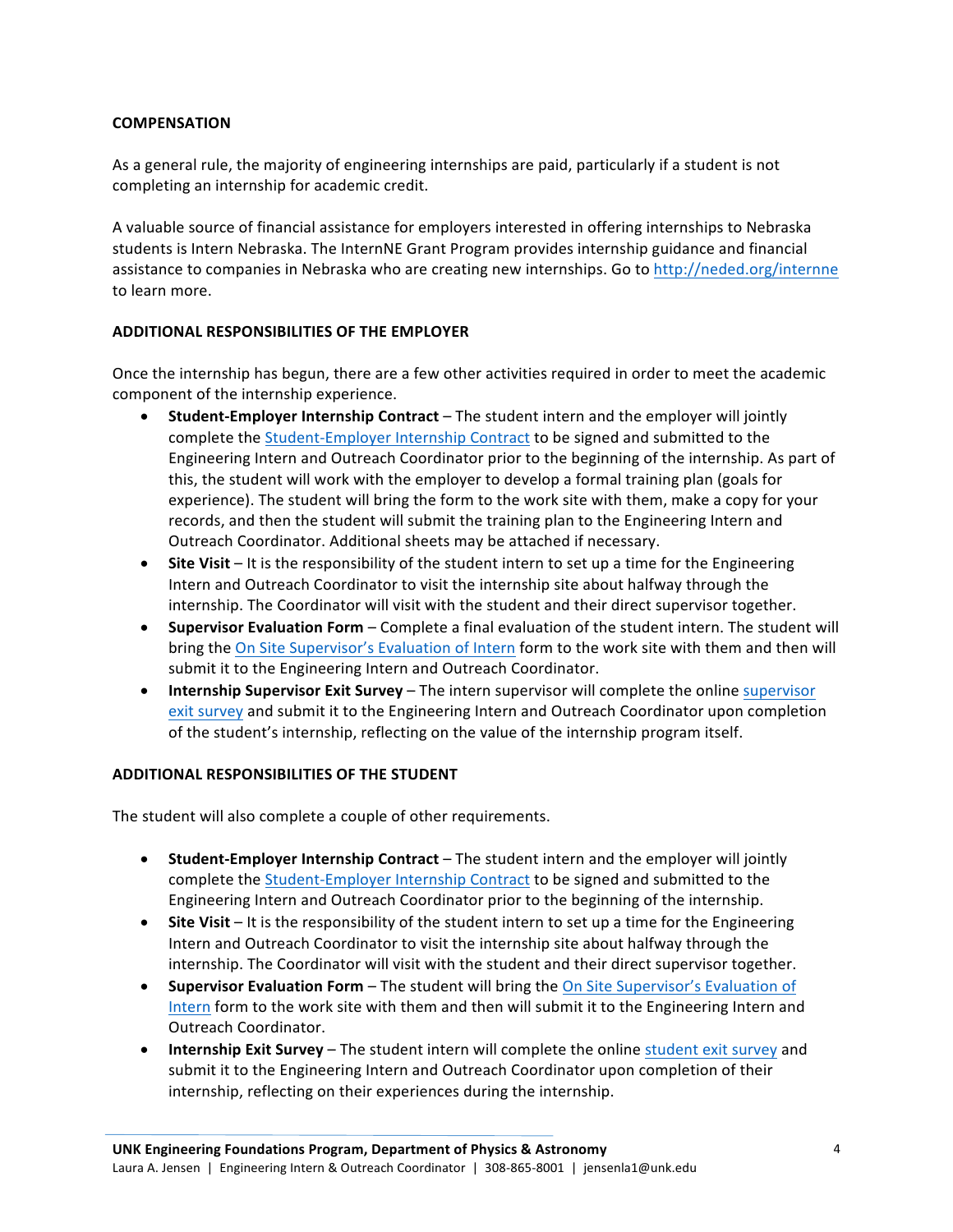**COMPENSATION**

As a general rule, the majority of engineering internships are paid, particularly if a student is not completing an internship for academic credit.

A valuable source of financial assistance for employers interested in offering internships to Nebraska students is Intern Nebraska. The InternNE Grant Program provides internship guidance and financial assistance to companies in Nebraska who are creating new internships. Go to http://neded.org/internne to learn more.

**ADDITIONAL RESPONSIBILITIES OF THE EMPLOYER**

Once the internship has begun, there are a few other activities required in order to meet the academic component of the internship experience.

- **Student-Employer Internship Contract** – The student intern and the employer will jointly complete the Student-Employer Internship Contract to be signed and submitted to the Engineering Intern and Outreach Coordinator prior to the beginning of the internship. As part of this, the student will work with the employer to develop a formal training plan (goals for experience). The student will bring the form to the work site with them, make a copy for your records, and then the student will submit the training plan to the Engineering Intern and Outreach Coordinator. Additional sheets may be attached if necessary.
- **Site Visit** – It is the responsibility of the student intern to set up a time for the Engineering Intern and Outreach Coordinator to visit the internship site about halfway through the internship. The Coordinator will visit with the student and their direct supervisor together.
- **Supervisor Evaluation Form** – Complete a final evaluation of the student intern. The student will bring the On Site Supervisor's Evaluation of Intern form to the work site with them and then will submit it to the Engineering Intern and Outreach Coordinator.
- **Internship Supervisor Exit Survey** – The intern supervisor will complete the online supervisor exit survey and submit it to the Engineering Intern and Outreach Coordinator upon completion of the student's internship, reflecting on the value of the internship program itself.

**ADDITIONAL RESPONSIBILITIES OF THE STUDENT**

The student will also complete a couple of other requirements.

- **Student-Employer Internship Contract** – The student intern and the employer will jointly complete the Student-Employer Internship Contract to be signed and submitted to the Engineering Intern and Outreach Coordinator prior to the beginning of the internship.
- **Site Visit** – It is the responsibility of the student intern to set up a time for the Engineering Intern and Outreach Coordinator to visit the internship site about halfway through the internship. The Coordinator will visit with the student and their direct supervisor together.
- **Supervisor Evaluation Form** – The student will bring the On Site Supervisor's Evaluation of Intern form to the work site with them and then will submit it to the Engineering Intern and Outreach Coordinator.
- **Internship Exit Survey** – The student intern will complete the online student exit survey and submit it to the Engineering Intern and Outreach Coordinator upon completion of their internship, reflecting on their experiences during the internship.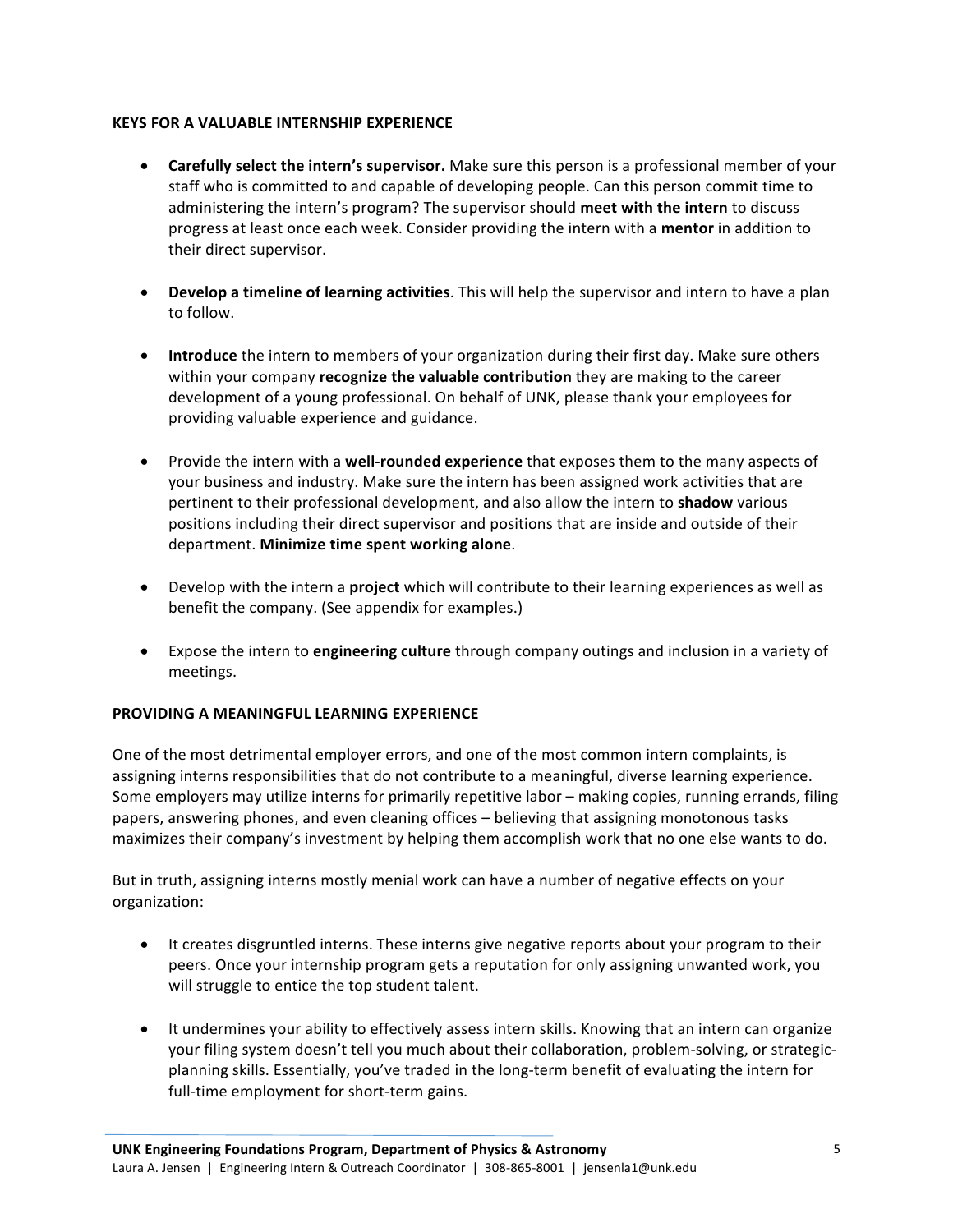## KEYS FOR A VALUABLE INTERNSHIP EXPERIENCE

- **Carefully select the intern's supervisor.** Make sure this person is a professional member of your staff who is committed to and capable of developing people. Can this person commit time to administering the intern's program? The supervisor should **meet with the intern** to discuss progress at least once each week. Consider providing the intern with a **mentor** in addition to their direct supervisor.

- **Develop a timeline of learning activities**. This will help the supervisor and intern to have a plan to follow.

- **Introduce** the intern to members of your organization during their first day. Make sure others within your company **recognize the valuable contribution** they are making to the career development of a young professional. On behalf of UNK, please thank your employees for providing valuable experience and guidance.

- Provide the intern with a **well-rounded experience** that exposes them to the many aspects of your business and industry. Make sure the intern has been assigned work activities that are pertinent to their professional development, and also allow the intern to **shadow** various positions including their direct supervisor and positions that are inside and outside of their department. **Minimize time spent working alone**.

- Develop with the intern a **project** which will contribute to their learning experiences as well as benefit the company. (See appendix for examples.)

- Expose the intern to **engineering culture** through company outings and inclusion in a variety of meetings.

## PROVIDING A MEANINGFUL LEARNING EXPERIENCE

One of the most detrimental employer errors, and one of the most common intern complaints, is assigning interns responsibilities that do not contribute to a meaningful, diverse learning experience. Some employers may utilize interns for primarily repetitive labor – making copies, running errands, filing papers, answering phones, and even cleaning offices – believing that assigning monotonous tasks maximizes their company's investment by helping them accomplish work that no one else wants to do.

But in truth, assigning interns mostly menial work can have a number of negative effects on your organization:

- It creates disgruntled interns. These interns give negative reports about your program to their peers. Once your internship program gets a reputation for only assigning unwanted work, you will struggle to entice the top student talent.

- It undermines your ability to effectively assess intern skills. Knowing that an intern can organize your filing system doesn't tell you much about their collaboration, problem-solving, or strategic-planning skills. Essentially, you've traded in the long-term benefit of evaluating the intern for full-time employment for short-term gains.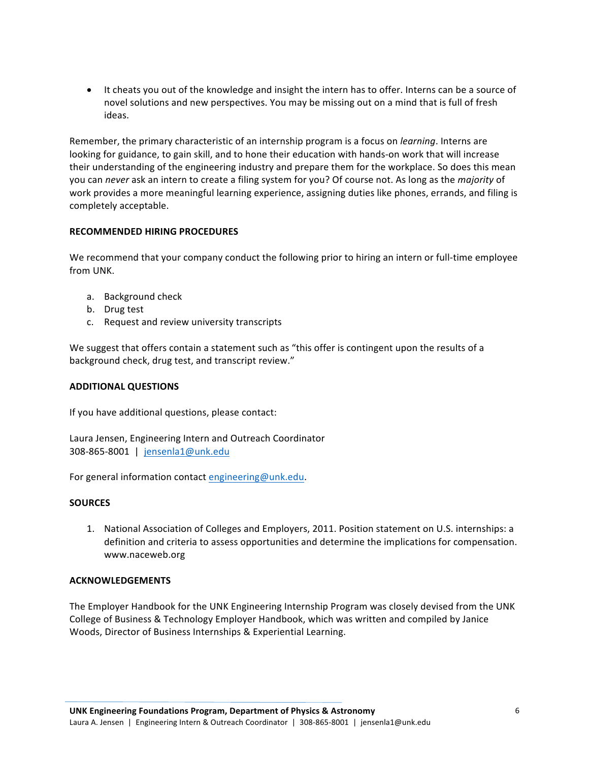- It cheats you out of the knowledge and insight the intern has to offer. Interns can be a source of novel solutions and new perspectives. You may be missing out on a mind that is full of fresh ideas.

Remember, the primary characteristic of an internship program is a focus on *learning*. Interns are looking for guidance, to gain skill, and to hone their education with hands-on work that will increase their understanding of the engineering industry and prepare them for the workplace. So does this mean you can *never* ask an intern to create a filing system for you? Of course not. As long as the *majority* of work provides a more meaningful learning experience, assigning duties like phones, errands, and filing is completely acceptable.

## RECOMMENDED HIRING PROCEDURES

We recommend that your company conduct the following prior to hiring an intern or full-time employee from UNK.

a. Background check
b. Drug test
c. Request and review university transcripts

We suggest that offers contain a statement such as "this offer is contingent upon the results of a background check, drug test, and transcript review."

## ADDITIONAL QUESTIONS

If you have additional questions, please contact:

Laura Jensen, Engineering Intern and Outreach Coordinator
308-865-8001 | jensenla1@unk.edu

For general information contact engineering@unk.edu.

## SOURCES

1. National Association of Colleges and Employers, 2011. Position statement on U.S. internships: a definition and criteria to assess opportunities and determine the implications for compensation. www.naceweb.org

## ACKNOWLEDGEMENTS

The Employer Handbook for the UNK Engineering Internship Program was closely devised from the UNK College of Business & Technology Employer Handbook, which was written and compiled by Janice Woods, Director of Business Internships & Experiential Learning.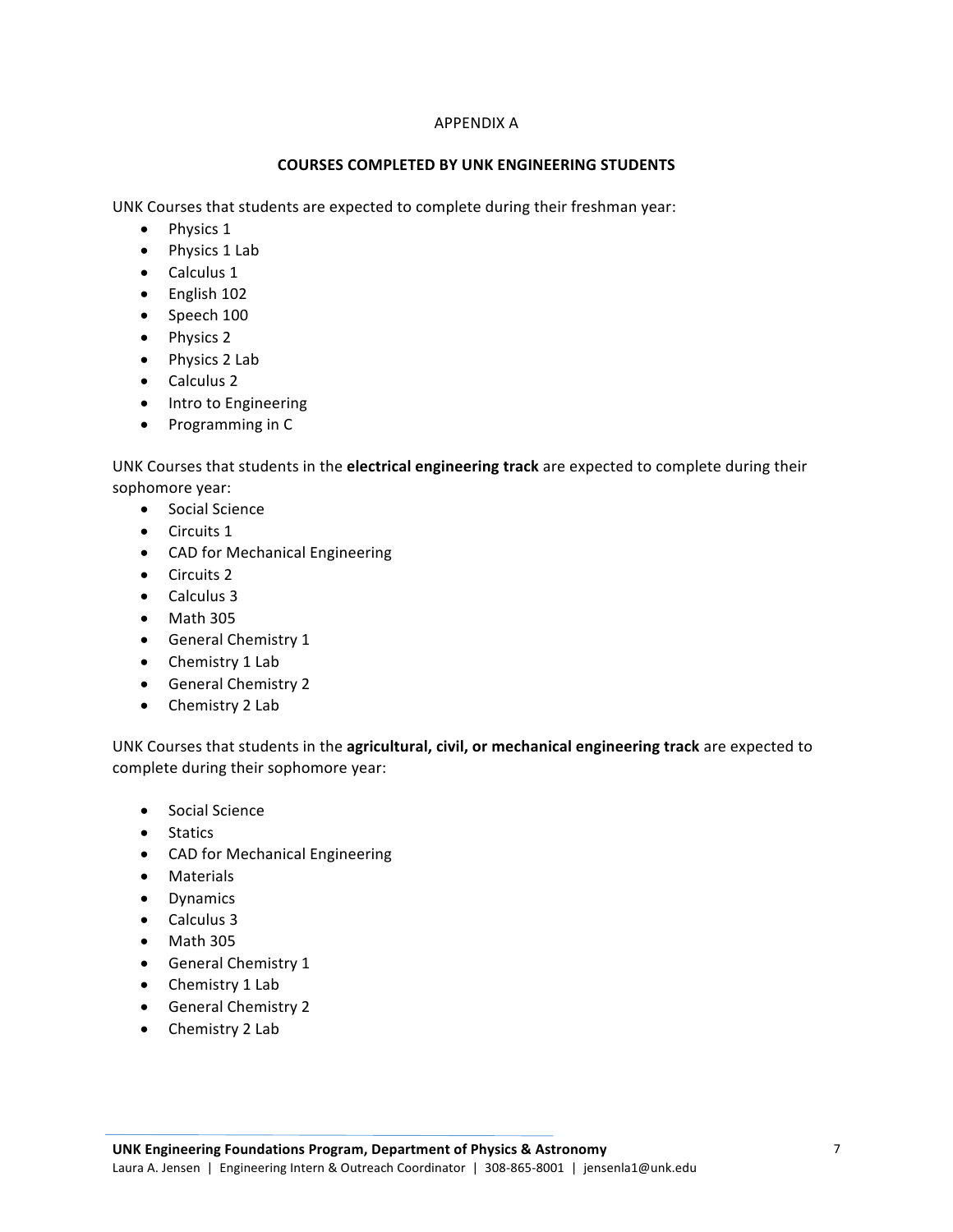APPENDIX A

## COURSES COMPLETED BY UNK ENGINEERING STUDENTS

UNK Courses that students are expected to complete during their freshman year:

- Physics 1
- Physics 1 Lab
- Calculus 1
- English 102
- Speech 100
- Physics 2
- Physics 2 Lab
- Calculus 2
- Intro to Engineering
- Programming in C

UNK Courses that students in the **electrical engineering track** are expected to complete during their sophomore year:

- Social Science
- Circuits 1
- CAD for Mechanical Engineering
- Circuits 2
- Calculus 3
- Math 305
- General Chemistry 1
- Chemistry 1 Lab
- General Chemistry 2
- Chemistry 2 Lab

UNK Courses that students in the **agricultural, civil, or mechanical engineering track** are expected to complete during their sophomore year:

- Social Science
- Statics
- CAD for Mechanical Engineering
- Materials
- Dynamics
- Calculus 3
- Math 305
- General Chemistry 1
- Chemistry 1 Lab
- General Chemistry 2
- Chemistry 2 Lab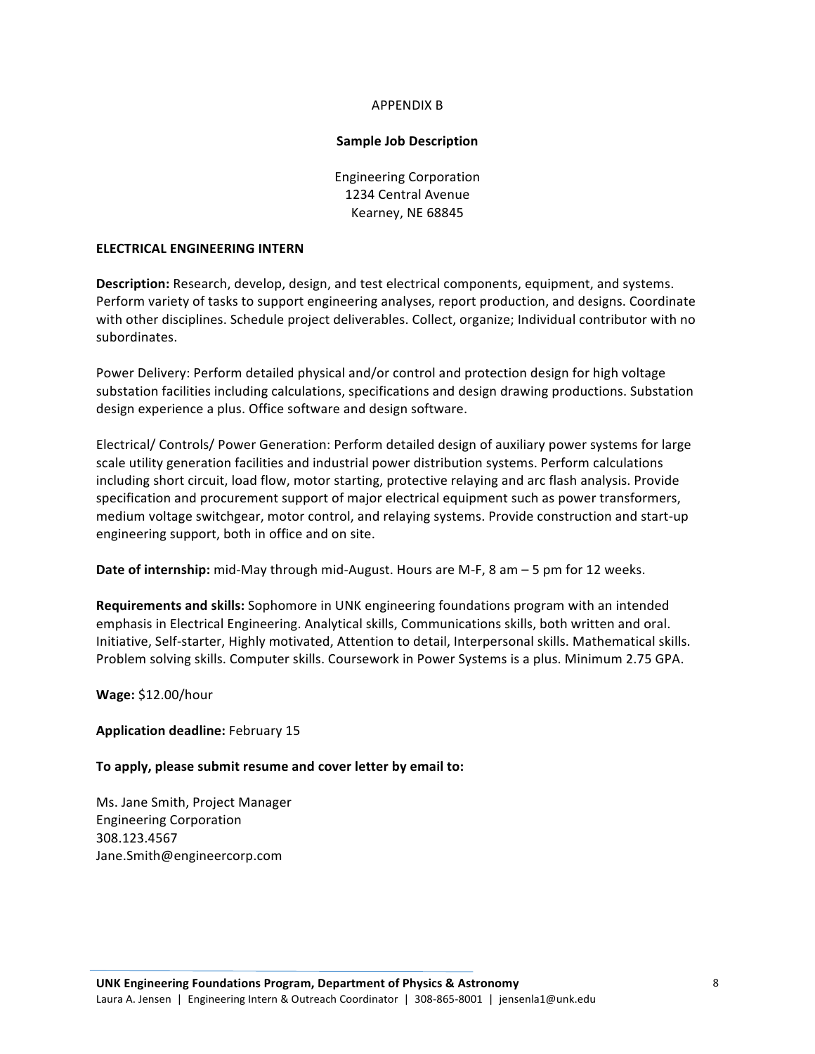APPENDIX B

**Sample Job Description**

Engineering Corporation
1234 Central Avenue
Kearney, NE 68845

**ELECTRICAL ENGINEERING INTERN**

**Description:** Research, develop, design, and test electrical components, equipment, and systems. Perform variety of tasks to support engineering analyses, report production, and designs. Coordinate with other disciplines. Schedule project deliverables. Collect, organize; Individual contributor with no subordinates.

Power Delivery: Perform detailed physical and/or control and protection design for high voltage substation facilities including calculations, specifications and design drawing productions. Substation design experience a plus. Office software and design software.

Electrical/ Controls/ Power Generation: Perform detailed design of auxiliary power systems for large scale utility generation facilities and industrial power distribution systems. Perform calculations including short circuit, load flow, motor starting, protective relaying and arc flash analysis. Provide specification and procurement support of major electrical equipment such as power transformers, medium voltage switchgear, motor control, and relaying systems. Provide construction and start-up engineering support, both in office and on site.

**Date of internship:** mid-May through mid-August. Hours are M-F, 8 am – 5 pm for 12 weeks.

**Requirements and skills:** Sophomore in UNK engineering foundations program with an intended emphasis in Electrical Engineering. Analytical skills, Communications skills, both written and oral. Initiative, Self-starter, Highly motivated, Attention to detail, Interpersonal skills. Mathematical skills. Problem solving skills. Computer skills. Coursework in Power Systems is a plus. Minimum 2.75 GPA.

**Wage:** $12.00/hour

**Application deadline:** February 15

**To apply, please submit resume and cover letter by email to:**

Ms. Jane Smith, Project Manager
Engineering Corporation
308.123.4567
Jane.Smith@engineercorp.com